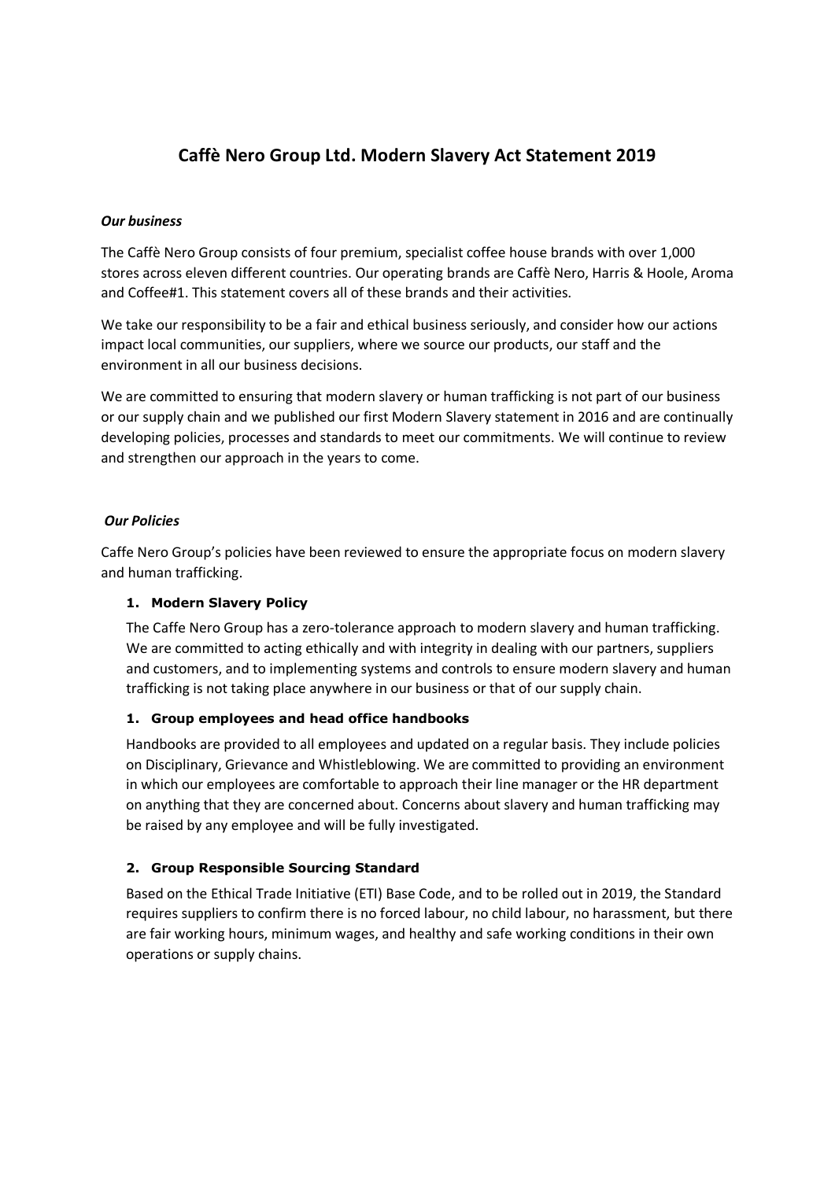# Caffè Nero Group Ltd. Modern Slavery Act Statement 2019

***Our business***

The Caffè Nero Group consists of four premium, specialist coffee house brands with over 1,000 stores across eleven different countries. Our operating brands are Caffè Nero, Harris & Hoole, Aroma and Coffee#1. This statement covers all of these brands and their activities.

We take our responsibility to be a fair and ethical business seriously, and consider how our actions impact local communities, our suppliers, where we source our products, our staff and the environment in all our business decisions.

We are committed to ensuring that modern slavery or human trafficking is not part of our business or our supply chain and we published our first Modern Slavery statement in 2016 and are continually developing policies, processes and standards to meet our commitments. We will continue to review and strengthen our approach in the years to come.

***Our Policies***

Caffe Nero Group's policies have been reviewed to ensure the appropriate focus on modern slavery and human trafficking.

1. **Modern Slavery Policy**

   The Caffe Nero Group has a zero-tolerance approach to modern slavery and human trafficking. We are committed to acting ethically and with integrity in dealing with our partners, suppliers and customers, and to implementing systems and controls to ensure modern slavery and human trafficking is not taking place anywhere in our business or that of our supply chain.

1. **Group employees and head office handbooks**

   Handbooks are provided to all employees and updated on a regular basis. They include policies on Disciplinary, Grievance and Whistleblowing. We are committed to providing an environment in which our employees are comfortable to approach their line manager or the HR department on anything that they are concerned about. Concerns about slavery and human trafficking may be raised by any employee and will be fully investigated.

2. **Group Responsible Sourcing Standard**

   Based on the Ethical Trade Initiative (ETI) Base Code, and to be rolled out in 2019, the Standard requires suppliers to confirm there is no forced labour, no child labour, no harassment, but there are fair working hours, minimum wages, and healthy and safe working conditions in their own operations or supply chains.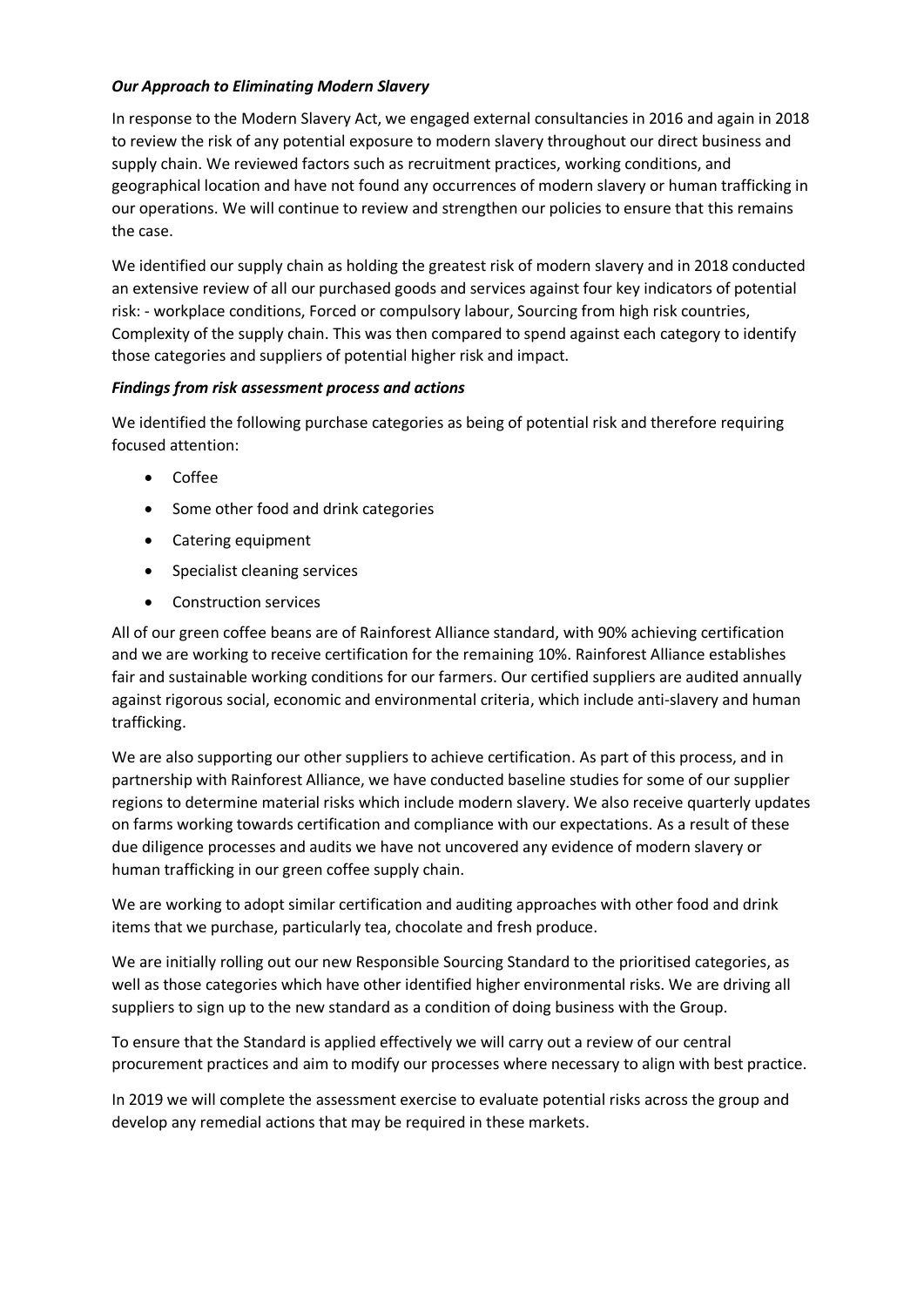***Our Approach to Eliminating Modern Slavery***

In response to the Modern Slavery Act, we engaged external consultancies in 2016 and again in 2018 to review the risk of any potential exposure to modern slavery throughout our direct business and supply chain. We reviewed factors such as recruitment practices, working conditions, and geographical location and have not found any occurrences of modern slavery or human trafficking in our operations. We will continue to review and strengthen our policies to ensure that this remains the case.

We identified our supply chain as holding the greatest risk of modern slavery and in 2018 conducted an extensive review of all our purchased goods and services against four key indicators of potential risk: - workplace conditions, Forced or compulsory labour, Sourcing from high risk countries, Complexity of the supply chain. This was then compared to spend against each category to identify those categories and suppliers of potential higher risk and impact.

***Findings from risk assessment process and actions***

We identified the following purchase categories as being of potential risk and therefore requiring focused attention:

- Coffee
- Some other food and drink categories
- Catering equipment
- Specialist cleaning services
- Construction services

All of our green coffee beans are of Rainforest Alliance standard, with 90% achieving certification and we are working to receive certification for the remaining 10%. Rainforest Alliance establishes fair and sustainable working conditions for our farmers. Our certified suppliers are audited annually against rigorous social, economic and environmental criteria, which include anti-slavery and human trafficking.

We are also supporting our other suppliers to achieve certification. As part of this process, and in partnership with Rainforest Alliance, we have conducted baseline studies for some of our supplier regions to determine material risks which include modern slavery. We also receive quarterly updates on farms working towards certification and compliance with our expectations. As a result of these due diligence processes and audits we have not uncovered any evidence of modern slavery or human trafficking in our green coffee supply chain.

We are working to adopt similar certification and auditing approaches with other food and drink items that we purchase, particularly tea, chocolate and fresh produce.

We are initially rolling out our new Responsible Sourcing Standard to the prioritised categories, as well as those categories which have other identified higher environmental risks. We are driving all suppliers to sign up to the new standard as a condition of doing business with the Group.

To ensure that the Standard is applied effectively we will carry out a review of our central procurement practices and aim to modify our processes where necessary to align with best practice.

In 2019 we will complete the assessment exercise to evaluate potential risks across the group and develop any remedial actions that may be required in these markets.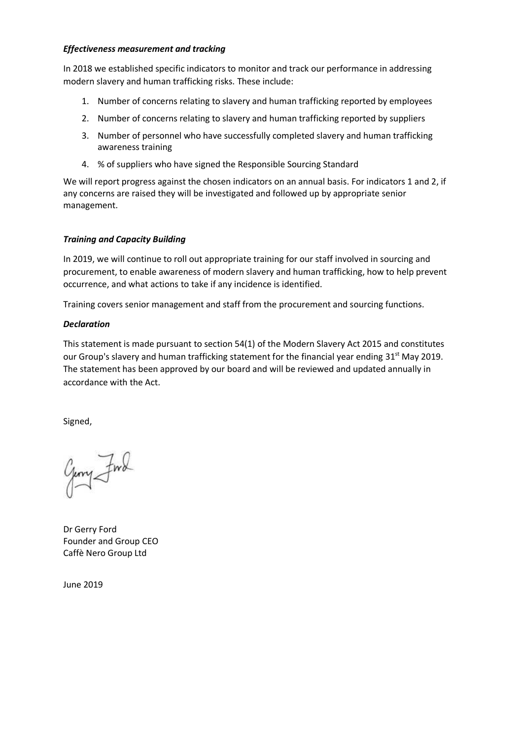***Effectiveness measurement and tracking***

In 2018 we established specific indicators to monitor and track our performance in addressing modern slavery and human trafficking risks. These include:

1. Number of concerns relating to slavery and human trafficking reported by employees
2. Number of concerns relating to slavery and human trafficking reported by suppliers
3. Number of personnel who have successfully completed slavery and human trafficking awareness training
4. % of suppliers who have signed the Responsible Sourcing Standard

We will report progress against the chosen indicators on an annual basis. For indicators 1 and 2, if any concerns are raised they will be investigated and followed up by appropriate senior management.

***Training and Capacity Building***

In 2019, we will continue to roll out appropriate training for our staff involved in sourcing and procurement, to enable awareness of modern slavery and human trafficking, how to help prevent occurrence, and what actions to take if any incidence is identified.

Training covers senior management and staff from the procurement and sourcing functions.

***Declaration***

This statement is made pursuant to section 54(1) of the Modern Slavery Act 2015 and constitutes our Group's slavery and human trafficking statement for the financial year ending 31st May 2019. The statement has been approved by our board and will be reviewed and updated annually in accordance with the Act.

Signed,

Dr Gerry Ford
Founder and Group CEO
Caffè Nero Group Ltd

June 2019